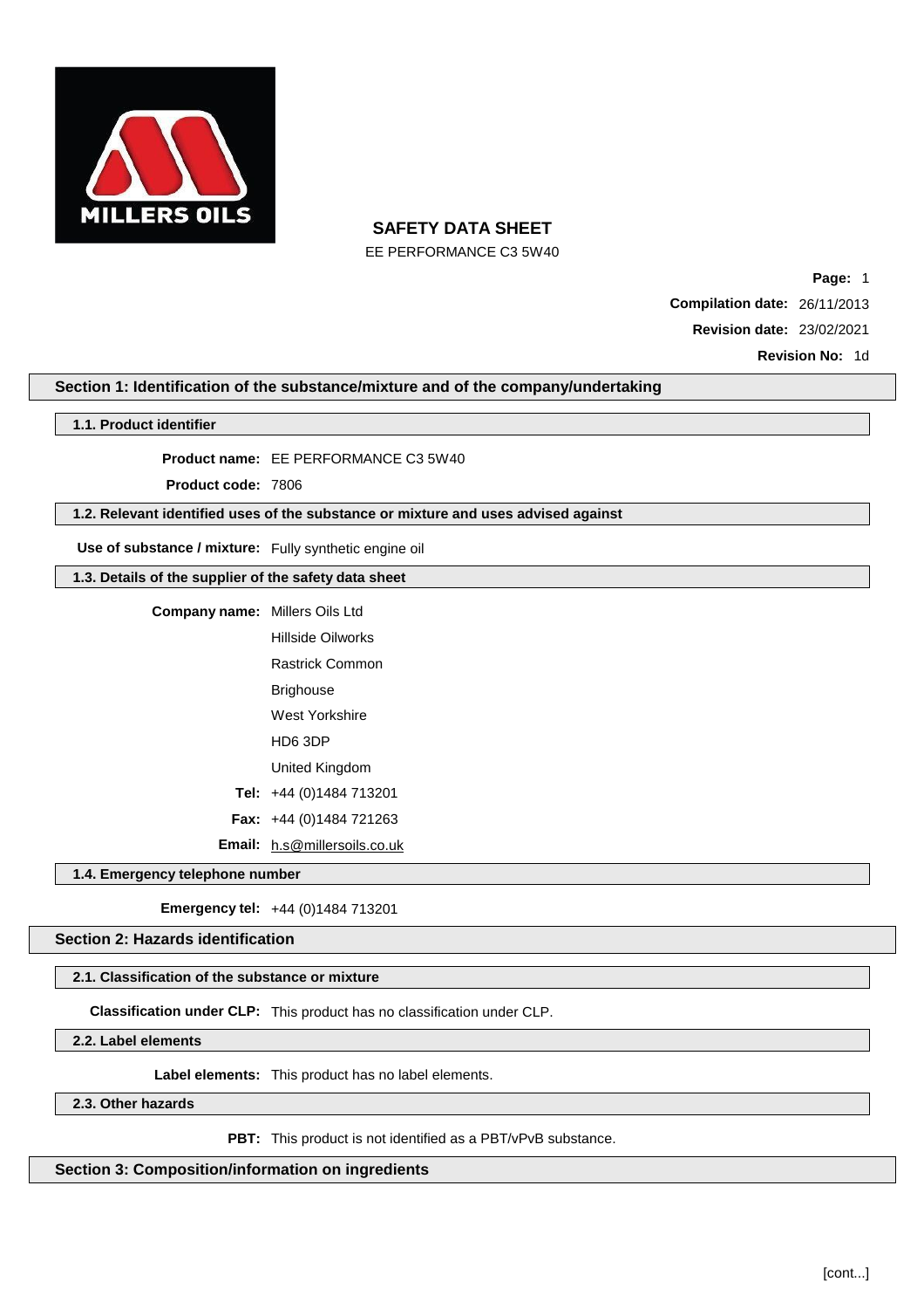# SAFETY DATA SHEET

EE PERFORMANCE C3 5W40

**Compilation date:** 26/11/2013

**Revision date:** 23/02/2021

**Revision No:** 1d

## Section 1: Identification of the substance/mixture and of the company/undertaking

### 1.1. Product identifier

**Product name:** EE PERFORMANCE C3 5W40

**Product code:** 7806

### 1.2. Relevant identified uses of the substance or mixture and uses advised against

**Use of substance / mixture:** Fully synthetic engine oil

### 1.3. Details of the supplier of the safety data sheet

**Company name:** Millers Oils Ltd
Hillside Oilworks
Rastrick Common
Brighouse
West Yorkshire
HD6 3DP
United Kingdom

**Tel:** +44 (0)1484 713201

**Fax:** +44 (0)1484 721263

**Email:** h.s@millersoils.co.uk

### 1.4. Emergency telephone number

**Emergency tel:** +44 (0)1484 713201

## Section 2: Hazards identification

### 2.1. Classification of the substance or mixture

**Classification under CLP:** This product has no classification under CLP.

### 2.2. Label elements

**Label elements:** This product has no label elements.

### 2.3. Other hazards

**PBT:** This product is not identified as a PBT/vPvB substance.

## Section 3: Composition/information on ingredients

[cont...]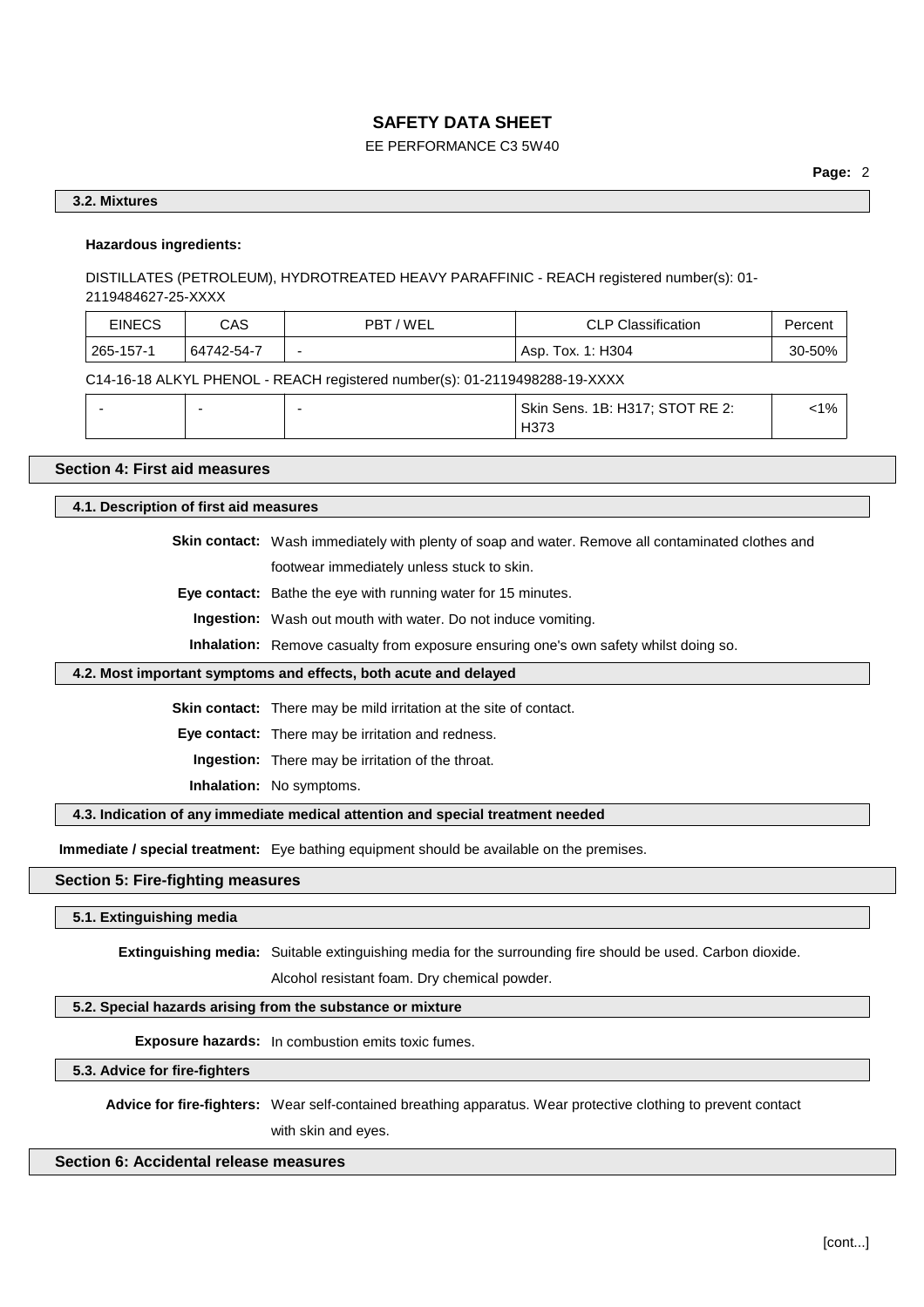### 3.2. Mixtures

**Hazardous ingredients:**

DISTILLATES (PETROLEUM), HYDROTREATED HEAVY PARAFFINIC - REACH registered number(s): 01-2119484627-25-XXXX

| EINECS | CAS | PBT / WEL | CLP Classification | Percent |
|---|---|---|---|---|
| 265-157-1 | 64742-54-7 | - | Asp. Tox. 1: H304 | 30-50% |

C14-16-18 ALKYL PHENOL - REACH registered number(s): 01-2119498288-19-XXXX

| EINECS | CAS | PBT / WEL | CLP Classification | Percent |
|---|---|---|---|---|
| - | - | - | Skin Sens. 1B: H317; STOT RE 2: H373 | <1% |

## Section 4: First aid measures

### 4.1. Description of first aid measures

**Skin contact:** Wash immediately with plenty of soap and water. Remove all contaminated clothes and footwear immediately unless stuck to skin.

**Eye contact:** Bathe the eye with running water for 15 minutes.

**Ingestion:** Wash out mouth with water. Do not induce vomiting.

**Inhalation:** Remove casualty from exposure ensuring one's own safety whilst doing so.

### 4.2. Most important symptoms and effects, both acute and delayed

**Skin contact:** There may be mild irritation at the site of contact.

**Eye contact:** There may be irritation and redness.

**Ingestion:** There may be irritation of the throat.

**Inhalation:** No symptoms.

### 4.3. Indication of any immediate medical attention and special treatment needed

**Immediate / special treatment:** Eye bathing equipment should be available on the premises.

## Section 5: Fire-fighting measures

### 5.1. Extinguishing media

**Extinguishing media:** Suitable extinguishing media for the surrounding fire should be used. Carbon dioxide. Alcohol resistant foam. Dry chemical powder.

### 5.2. Special hazards arising from the substance or mixture

**Exposure hazards:** In combustion emits toxic fumes.

### 5.3. Advice for fire-fighters

**Advice for fire-fighters:** Wear self-contained breathing apparatus. Wear protective clothing to prevent contact with skin and eyes.

## Section 6: Accidental release measures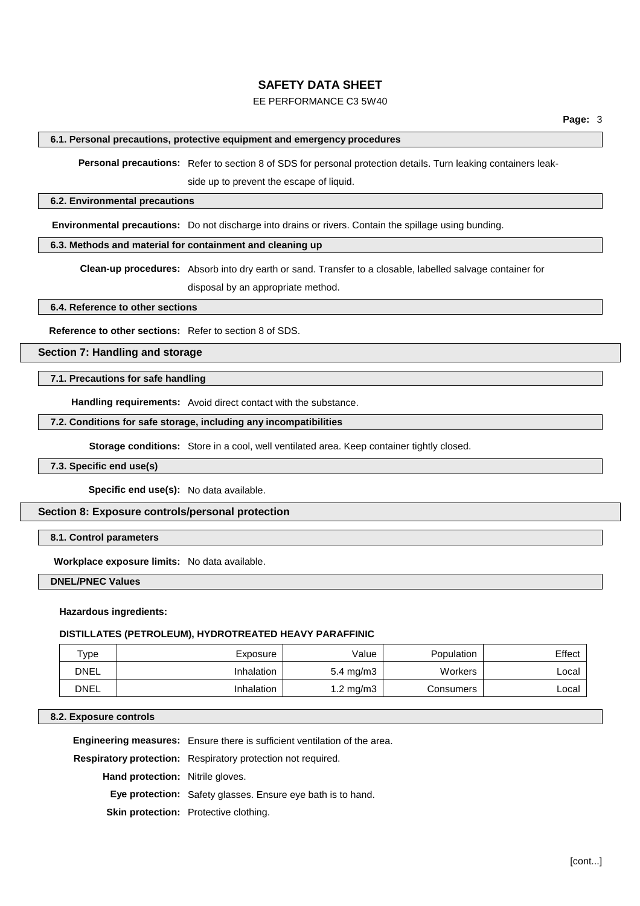### 6.1. Personal precautions, protective equipment and emergency procedures

**Personal precautions:** Refer to section 8 of SDS for personal protection details. Turn leaking containers leak-side up to prevent the escape of liquid.

### 6.2. Environmental precautions

**Environmental precautions:** Do not discharge into drains or rivers. Contain the spillage using bunding.

### 6.3. Methods and material for containment and cleaning up

**Clean-up procedures:** Absorb into dry earth or sand. Transfer to a closable, labelled salvage container for disposal by an appropriate method.

### 6.4. Reference to other sections

**Reference to other sections:** Refer to section 8 of SDS.

## Section 7: Handling and storage

### 7.1. Precautions for safe handling

**Handling requirements:** Avoid direct contact with the substance.

### 7.2. Conditions for safe storage, including any incompatibilities

**Storage conditions:** Store in a cool, well ventilated area. Keep container tightly closed.

### 7.3. Specific end use(s)

**Specific end use(s):** No data available.

## Section 8: Exposure controls/personal protection

### 8.1. Control parameters

**Workplace exposure limits:** No data available.

### DNEL/PNEC Values

**Hazardous ingredients:**

**DISTILLATES (PETROLEUM), HYDROTREATED HEAVY PARAFFINIC**

| Type | Exposure | Value | Population | Effect |
|---|---|---|---|---|
| DNEL | Inhalation | 5.4 mg/m3 | Workers | Local |
| DNEL | Inhalation | 1.2 mg/m3 | Consumers | Local |

### 8.2. Exposure controls

**Engineering measures:** Ensure there is sufficient ventilation of the area.

**Respiratory protection:** Respiratory protection not required.

**Hand protection:** Nitrile gloves.

**Eye protection:** Safety glasses. Ensure eye bath is to hand.

**Skin protection:** Protective clothing.

[cont...]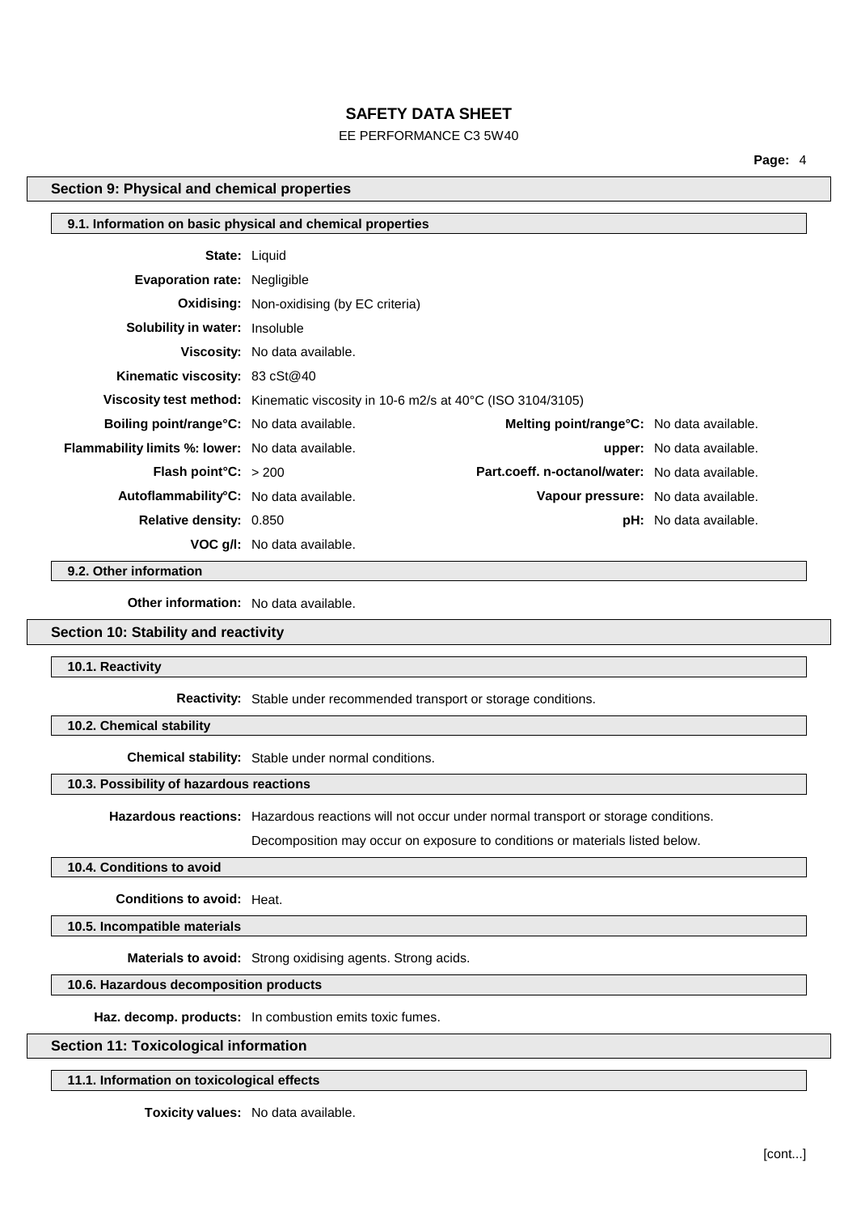## Section 9: Physical and chemical properties

### 9.1. Information on basic physical and chemical properties

**State:** Liquid

**Evaporation rate:** Negligible

**Oxidising:** Non-oxidising (by EC criteria)

**Solubility in water:** Insoluble

**Viscosity:** No data available.

**Kinematic viscosity:** 83 cSt@40

**Viscosity test method:** Kinematic viscosity in 10-6 m2/s at 40°C (ISO 3104/3105)

| | | | |
|---|---|---|---|
| **Boiling point/range°C:** | No data available. | **Melting point/range°C:** | No data available. |
| **Flammability limits %: lower:** | No data available. | **upper:** | No data available. |
| **Flash point°C:** | > 200 | **Part.coeff. n-octanol/water:** | No data available. |
| **Autoflammability°C:** | No data available. | **Vapour pressure:** | No data available. |
| **Relative density:** | 0.850 | **pH:** | No data available. |
| **VOC g/l:** | No data available. | | |

### 9.2. Other information

**Other information:** No data available.

## Section 10: Stability and reactivity

### 10.1. Reactivity

**Reactivity:** Stable under recommended transport or storage conditions.

### 10.2. Chemical stability

**Chemical stability:** Stable under normal conditions.

### 10.3. Possibility of hazardous reactions

**Hazardous reactions:** Hazardous reactions will not occur under normal transport or storage conditions.

Decomposition may occur on exposure to conditions or materials listed below.

### 10.4. Conditions to avoid

**Conditions to avoid:** Heat.

### 10.5. Incompatible materials

**Materials to avoid:** Strong oxidising agents. Strong acids.

### 10.6. Hazardous decomposition products

**Haz. decomp. products:** In combustion emits toxic fumes.

## Section 11: Toxicological information

### 11.1. Information on toxicological effects

**Toxicity values:** No data available.

[cont...]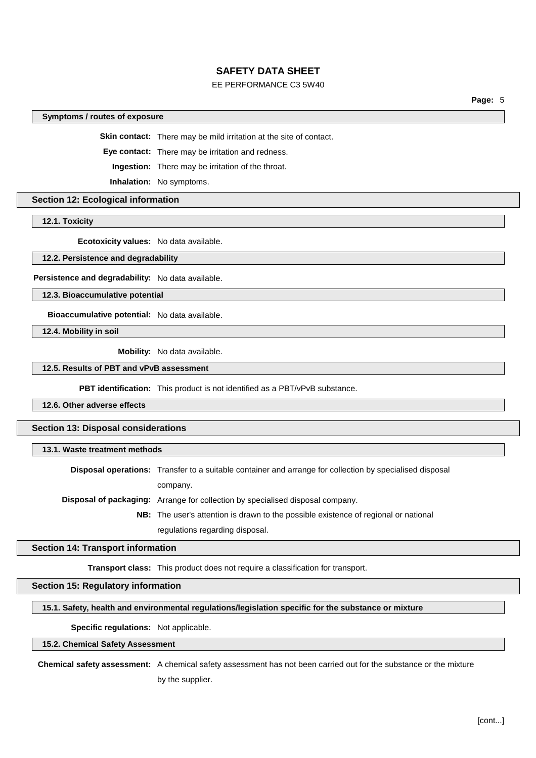### Symptoms / routes of exposure

**Skin contact:** There may be mild irritation at the site of contact.

**Eye contact:** There may be irritation and redness.

**Ingestion:** There may be irritation of the throat.

**Inhalation:** No symptoms.

## Section 12: Ecological information

### 12.1. Toxicity

**Ecotoxicity values:** No data available.

### 12.2. Persistence and degradability

**Persistence and degradability:** No data available.

### 12.3. Bioaccumulative potential

**Bioaccumulative potential:** No data available.

### 12.4. Mobility in soil

**Mobility:** No data available.

### 12.5. Results of PBT and vPvB assessment

**PBT identification:** This product is not identified as a PBT/vPvB substance.

### 12.6. Other adverse effects

## Section 13: Disposal considerations

### 13.1. Waste treatment methods

**Disposal operations:** Transfer to a suitable container and arrange for collection by specialised disposal company.

**Disposal of packaging:** Arrange for collection by specialised disposal company.

**NB:** The user's attention is drawn to the possible existence of regional or national regulations regarding disposal.

## Section 14: Transport information

**Transport class:** This product does not require a classification for transport.

## Section 15: Regulatory information

### 15.1. Safety, health and environmental regulations/legislation specific for the substance or mixture

**Specific regulations:** Not applicable.

### 15.2. Chemical Safety Assessment

**Chemical safety assessment:** A chemical safety assessment has not been carried out for the substance or the mixture by the supplier.

[cont...]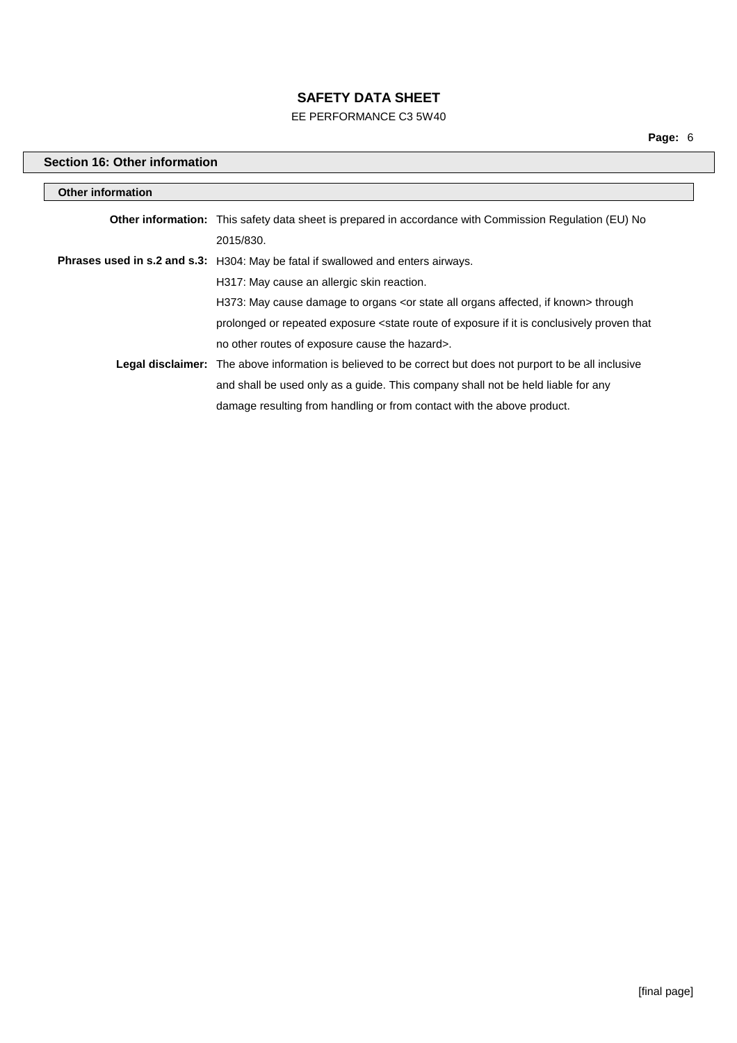## Section 16: Other information

### Other information

**Other information:** This safety data sheet is prepared in accordance with Commission Regulation (EU) No 2015/830.

**Phrases used in s.2 and s.3:** H304: May be fatal if swallowed and enters airways.

H317: May cause an allergic skin reaction.

H373: May cause damage to organs <or state all organs affected, if known> through prolonged or repeated exposure <state route of exposure if it is conclusively proven that no other routes of exposure cause the hazard>.

**Legal disclaimer:** The above information is believed to be correct but does not purport to be all inclusive and shall be used only as a guide. This company shall not be held liable for any damage resulting from handling or from contact with the above product.

[final page]